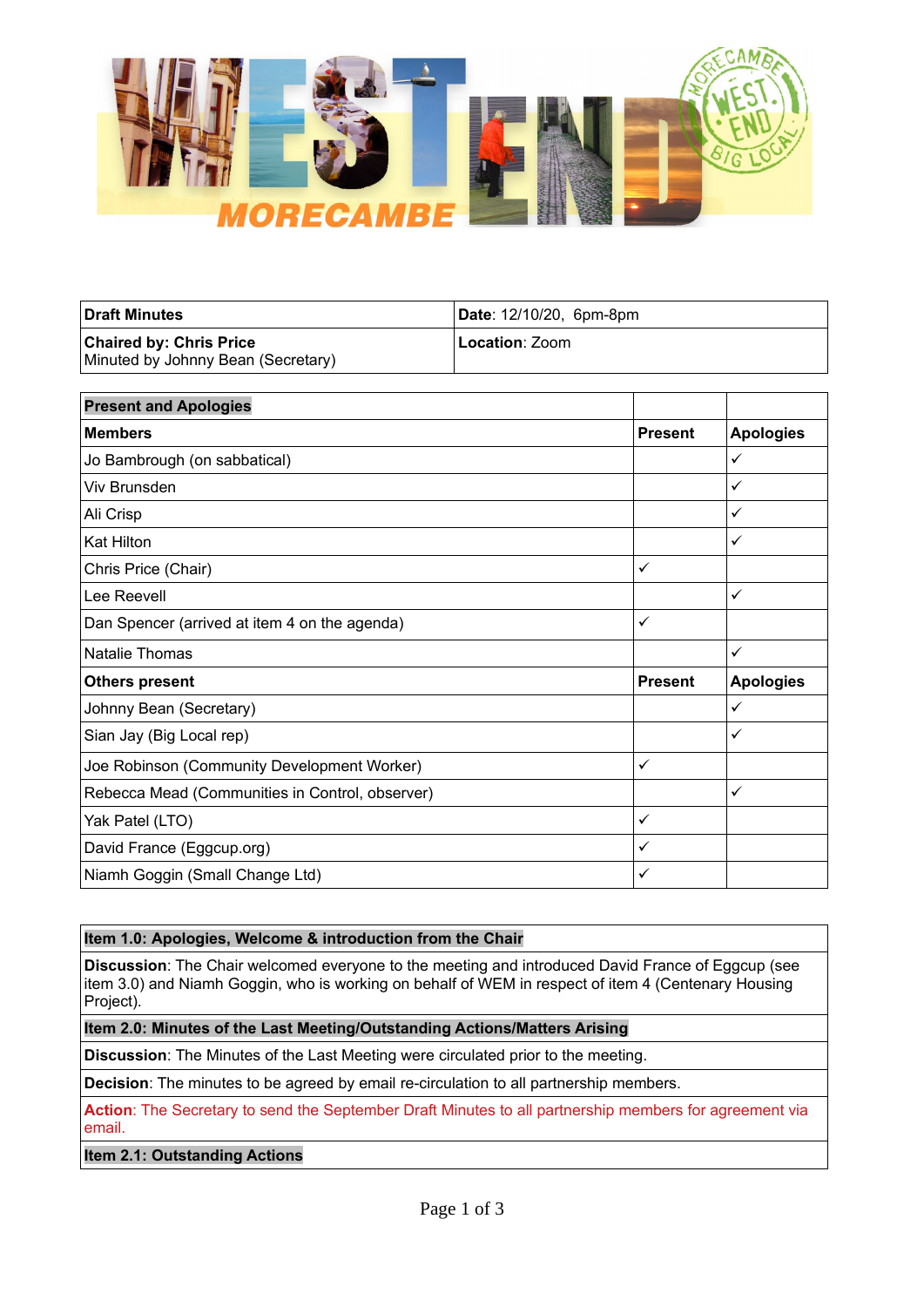| **Draft Minutes** | **Date**: 12/10/20, 6pm-8pm |
|---|---|
| **Chaired by: Chris Price** Minuted by Johnny Bean (Secretary) | **Location**: Zoom |

| **Present and Apologies** | | |
|---|---|---|
| **Members** | **Present** | **Apologies** |
| Jo Bambrough (on sabbatical) | | ✓ |
| Viv Brunsden | | ✓ |
| Ali Crisp | | ✓ |
| Kat Hilton | | ✓ |
| Chris Price (Chair) | ✓ | |
| Lee Reevell | | ✓ |
| Dan Spencer (arrived at item 4 on the agenda) | ✓ | |
| Natalie Thomas | | ✓ |
| **Others present** | **Present** | **Apologies** |
| Johnny Bean (Secretary) | | ✓ |
| Sian Jay (Big Local rep) | | ✓ |
| Joe Robinson (Community Development Worker) | ✓ | |
| Rebecca Mead (Communities in Control, observer) | | ✓ |
| Yak Patel (LTO) | ✓ | |
| David France (Eggcup.org) | ✓ | |
| Niamh Goggin (Small Change Ltd) | ✓ | |

| **Item 1.0: Apologies, Welcome & introduction from the Chair** |
|---|
| **Discussion**: The Chair welcomed everyone to the meeting and introduced David France of Eggcup (see item 3.0) and Niamh Goggin, who is working on behalf of WEM in respect of item 4 (Centenary Housing Project). |
| **Item 2.0: Minutes of the Last Meeting/Outstanding Actions/Matters Arising** |
| **Discussion**: The Minutes of the Last Meeting were circulated prior to the meeting. |
| **Decision**: The minutes to be agreed by email re-circulation to all partnership members. |
| **Action**: The Secretary to send the September Draft Minutes to all partnership members for agreement via email. |
| **Item 2.1: Outstanding Actions** |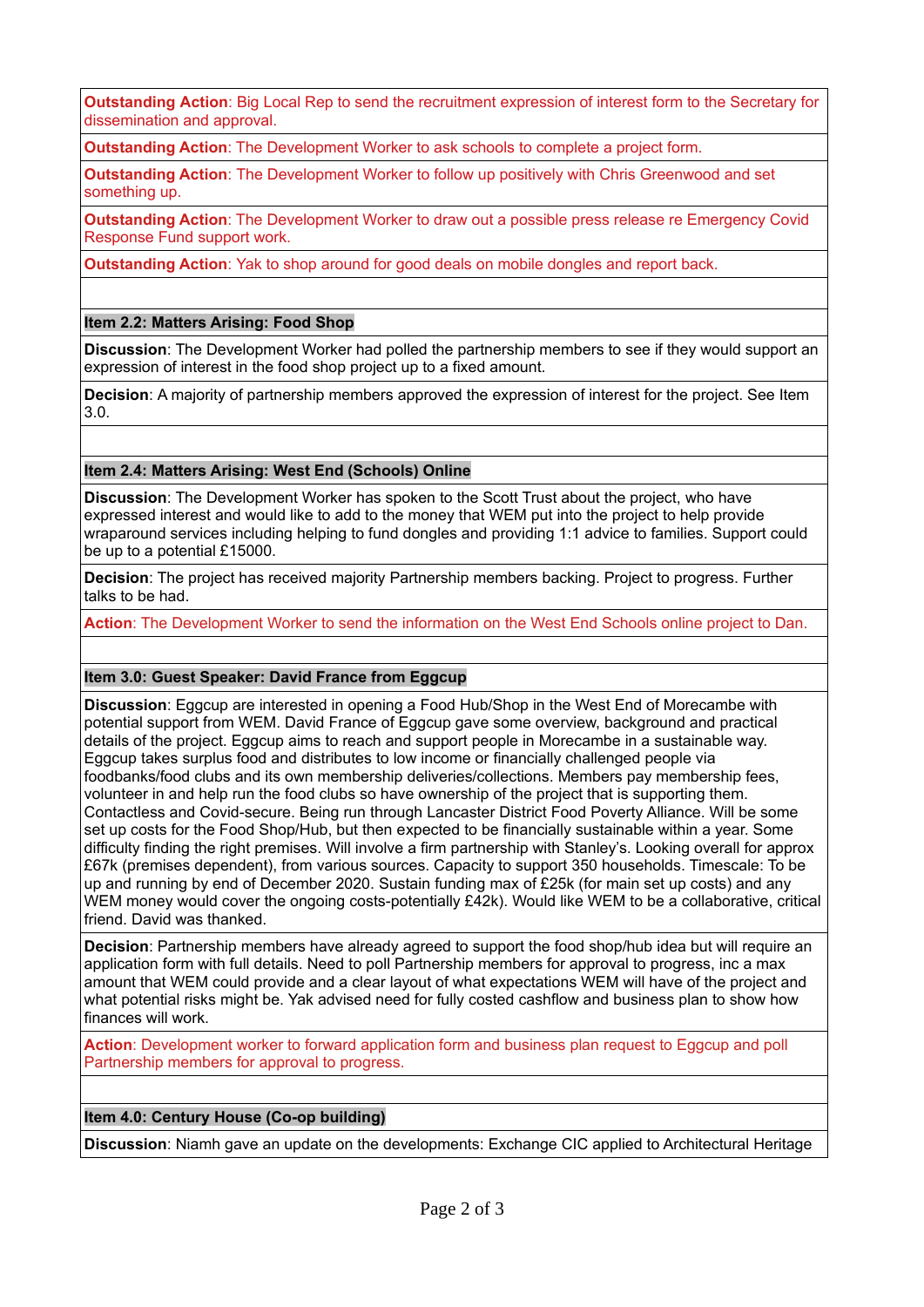**Outstanding Action**: Big Local Rep to send the recruitment expression of interest form to the Secretary for dissemination and approval.

**Outstanding Action**: The Development Worker to ask schools to complete a project form.

**Outstanding Action**: The Development Worker to follow up positively with Chris Greenwood and set something up.

**Outstanding Action**: The Development Worker to draw out a possible press release re Emergency Covid Response Fund support work.

**Outstanding Action**: Yak to shop around for good deals on mobile dongles and report back.

**Item 2.2: Matters Arising: Food Shop**

**Discussion**: The Development Worker had polled the partnership members to see if they would support an expression of interest in the food shop project up to a fixed amount.

**Decision**: A majority of partnership members approved the expression of interest for the project. See Item 3.0.

**Item 2.4: Matters Arising: West End (Schools) Online**

**Discussion**: The Development Worker has spoken to the Scott Trust about the project, who have expressed interest and would like to add to the money that WEM put into the project to help provide wraparound services including helping to fund dongles and providing 1:1 advice to families. Support could be up to a potential £15000.

**Decision**: The project has received majority Partnership members backing. Project to progress. Further talks to be had.

**Action**: The Development Worker to send the information on the West End Schools online project to Dan.

**Item 3.0: Guest Speaker: David France from Eggcup**

**Discussion**: Eggcup are interested in opening a Food Hub/Shop in the West End of Morecambe with potential support from WEM. David France of Eggcup gave some overview, background and practical details of the project. Eggcup aims to reach and support people in Morecambe in a sustainable way. Eggcup takes surplus food and distributes to low income or financially challenged people via foodbanks/food clubs and its own membership deliveries/collections. Members pay membership fees, volunteer in and help run the food clubs so have ownership of the project that is supporting them. Contactless and Covid-secure. Being run through Lancaster District Food Poverty Alliance. Will be some set up costs for the Food Shop/Hub, but then expected to be financially sustainable within a year. Some difficulty finding the right premises. Will involve a firm partnership with Stanley's. Looking overall for approx £67k (premises dependent), from various sources. Capacity to support 350 households. Timescale: To be up and running by end of December 2020. Sustain funding max of £25k (for main set up costs) and any WEM money would cover the ongoing costs-potentially £42k). Would like WEM to be a collaborative, critical friend. David was thanked.

**Decision**: Partnership members have already agreed to support the food shop/hub idea but will require an application form with full details. Need to poll Partnership members for approval to progress, inc a max amount that WEM could provide and a clear layout of what expectations WEM will have of the project and what potential risks might be. Yak advised need for fully costed cashflow and business plan to show how finances will work.

**Action**: Development worker to forward application form and business plan request to Eggcup and poll Partnership members for approval to progress.

**Item 4.0: Century House (Co-op building)**

**Discussion**: Niamh gave an update on the developments: Exchange CIC applied to Architectural Heritage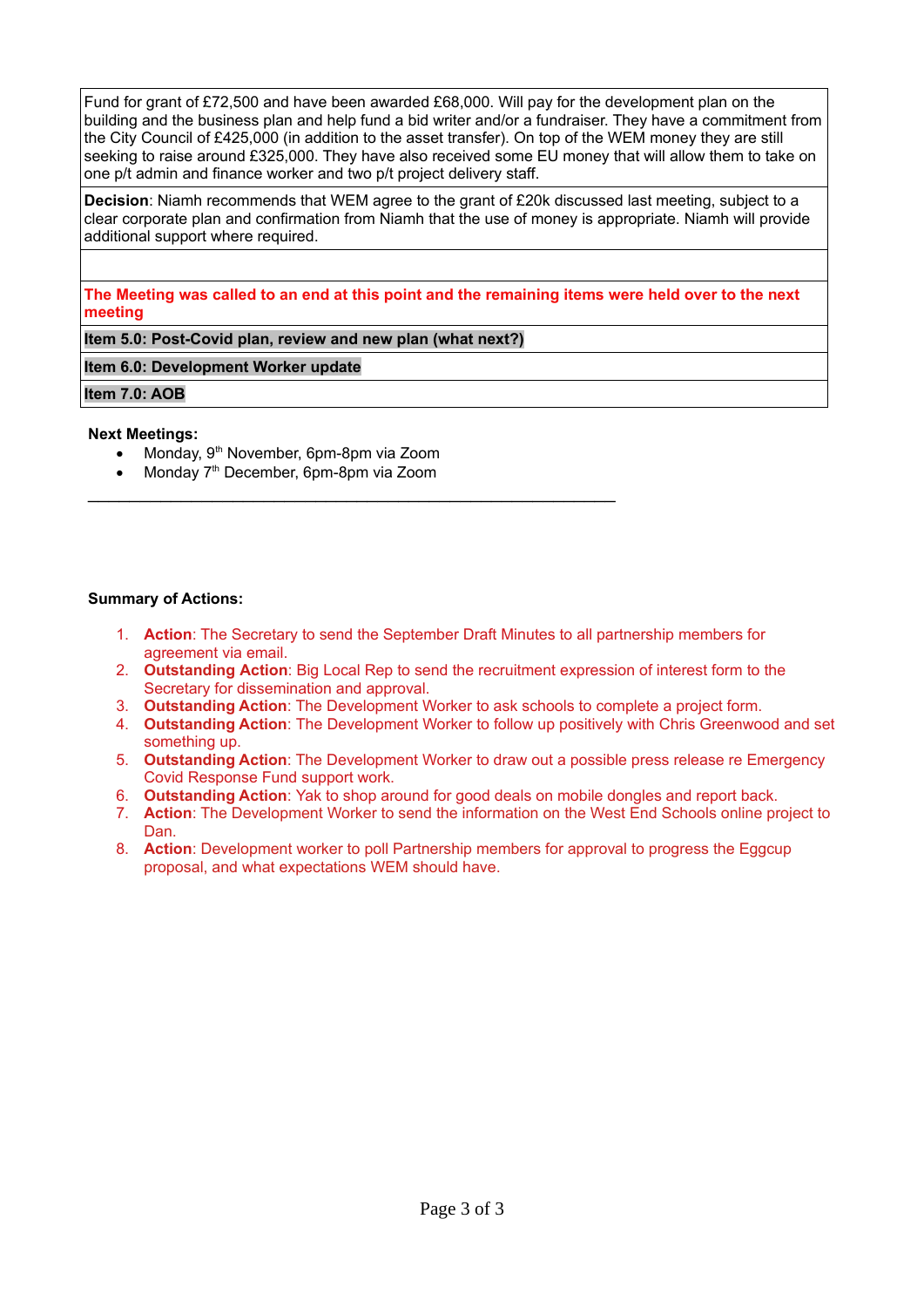| |
|---|
| Fund for grant of £72,500 and have been awarded £68,000. Will pay for the development plan on the building and the business plan and help fund a bid writer and/or a fundraiser. They have a commitment from the City Council of £425,000 (in addition to the asset transfer). On top of the WEM money they are still seeking to raise around £325,000. They have also received some EU money that will allow them to take on one p/t admin and finance worker and two p/t project delivery staff. |
| **Decision**: Niamh recommends that WEM agree to the grant of £20k discussed last meeting, subject to a clear corporate plan and confirmation from Niamh that the use of money is appropriate. Niamh will provide additional support where required. |
| |
| **The Meeting was called to an end at this point and the remaining items were held over to the next meeting** |
| **Item 5.0: Post-Covid plan, review and new plan (what next?)** |
| **Item 6.0: Development Worker update** |
| **Item 7.0: AOB** |

**Next Meetings:**

- Monday, 9th November, 6pm-8pm via Zoom
- Monday 7th December, 6pm-8pm via Zoom

---

**Summary of Actions:**

1. **Action**: The Secretary to send the September Draft Minutes to all partnership members for agreement via email.
2. **Outstanding Action**: Big Local Rep to send the recruitment expression of interest form to the Secretary for dissemination and approval.
3. **Outstanding Action**: The Development Worker to ask schools to complete a project form.
4. **Outstanding Action**: The Development Worker to follow up positively with Chris Greenwood and set something up.
5. **Outstanding Action**: The Development Worker to draw out a possible press release re Emergency Covid Response Fund support work.
6. **Outstanding Action**: Yak to shop around for good deals on mobile dongles and report back.
7. **Action**: The Development Worker to send the information on the West End Schools online project to Dan.
8. **Action**: Development worker to poll Partnership members for approval to progress the Eggcup proposal, and what expectations WEM should have.